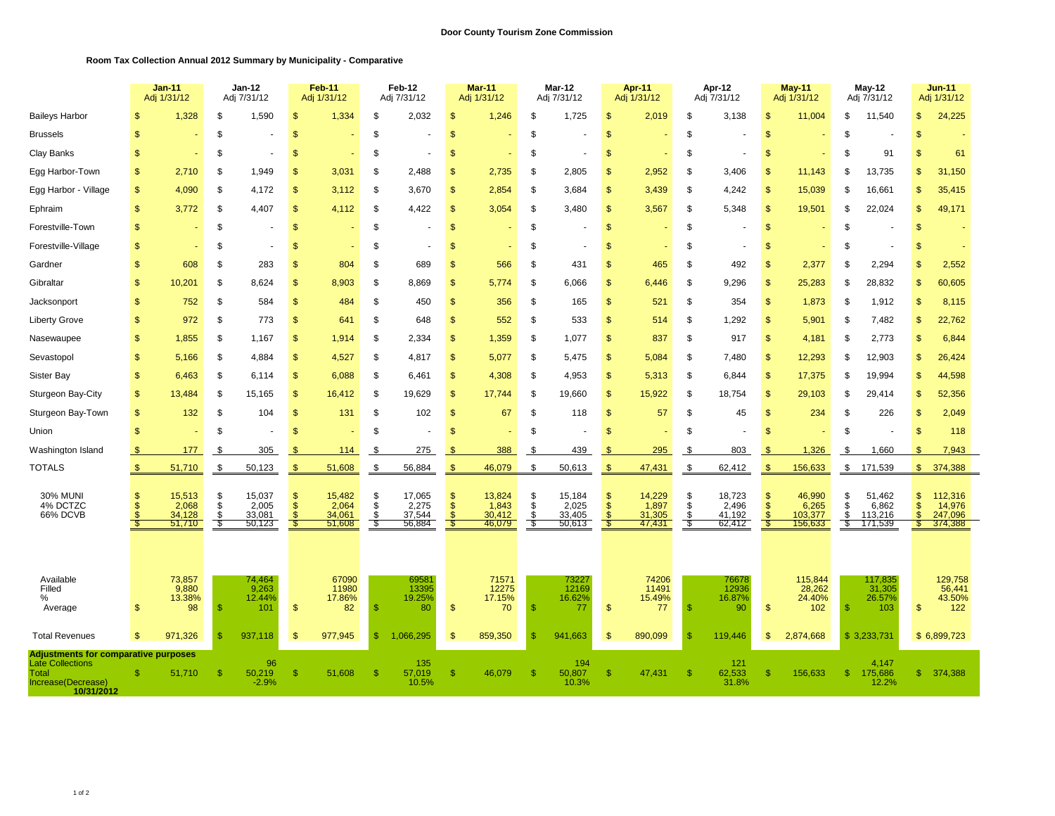**Door County Tourism Zone Commission**

**Room Tax Collection Annual 2012 Summary by Municipality - Comparative**

| | Jan-11 Adj 1/31/12 | Jan-12 Adj 7/31/12 | Feb-11 Adj 1/31/12 | Feb-12 Adj 7/31/12 | Mar-11 Adj 1/31/12 | Mar-12 Adj 7/31/12 | Apr-11 Adj 1/31/12 | Apr-12 Adj 7/31/12 | May-11 Adj 1/31/12 | May-12 Adj 7/31/12 | Jun-11 Adj 1/31/12 |
|---|---|---|---|---|---|---|---|---|---|---|---|
| Baileys Harbor | $ 1,328 | $ 1,590 | $ 1,334 | $ 2,032 | $ 1,246 | $ 1,725 | $ 2,019 | $ 3,138 | $ 11,004 | $ 11,540 | $ 24,225 |
| Brussels | $ - | $ - | $ - | $ - | $ - | $ - | $ - | $ - | $ - | $ - | $ - |
| Clay Banks | $ - | $ - | $ - | $ - | $ - | $ - | $ - | $ - | $ - | $ 91 | $ 61 |
| Egg Harbor-Town | $ 2,710 | $ 1,949 | $ 3,031 | $ 2,488 | $ 2,735 | $ 2,805 | $ 2,952 | $ 3,406 | $ 11,143 | $ 13,735 | $ 31,150 |
| Egg Harbor - Village | $ 4,090 | $ 4,172 | $ 3,112 | $ 3,670 | $ 2,854 | $ 3,684 | $ 3,439 | $ 4,242 | $ 15,039 | $ 16,661 | $ 35,415 |
| Ephraim | $ 3,772 | $ 4,407 | $ 4,112 | $ 4,422 | $ 3,054 | $ 3,480 | $ 3,567 | $ 5,348 | $ 19,501 | $ 22,024 | $ 49,171 |
| Forestville-Town | $ - | $ - | $ - | $ - | $ - | $ - | $ - | $ - | $ - | $ - | $ - |
| Forestville-Village | $ - | $ - | $ - | $ - | $ - | $ - | $ - | $ - | $ - | $ - | $ - |
| Gardner | $ 608 | $ 283 | $ 804 | $ 689 | $ 566 | $ 431 | $ 465 | $ 492 | $ 2,377 | $ 2,294 | $ 2,552 |
| Gibraltar | $ 10,201 | $ 8,624 | $ 8,903 | $ 8,869 | $ 5,774 | $ 6,066 | $ 6,446 | $ 9,296 | $ 25,283 | $ 28,832 | $ 60,605 |
| Jacksonport | $ 752 | $ 584 | $ 484 | $ 450 | $ 356 | $ 165 | $ 521 | $ 354 | $ 1,873 | $ 1,912 | $ 8,115 |
| Liberty Grove | $ 972 | $ 773 | $ 641 | $ 648 | $ 552 | $ 533 | $ 514 | $ 1,292 | $ 5,901 | $ 7,482 | $ 22,762 |
| Nasewaupee | $ 1,855 | $ 1,167 | $ 1,914 | $ 2,334 | $ 1,359 | $ 1,077 | $ 837 | $ 917 | $ 4,181 | $ 2,773 | $ 6,844 |
| Sevastopol | $ 5,166 | $ 4,884 | $ 4,527 | $ 4,817 | $ 5,077 | $ 5,475 | $ 5,084 | $ 7,480 | $ 12,293 | $ 12,903 | $ 26,424 |
| Sister Bay | $ 6,463 | $ 6,114 | $ 6,088 | $ 6,461 | $ 4,308 | $ 4,953 | $ 5,313 | $ 6,844 | $ 17,375 | $ 19,994 | $ 44,598 |
| Sturgeon Bay-City | $ 13,484 | $ 15,165 | $ 16,412 | $ 19,629 | $ 17,744 | $ 19,660 | $ 15,922 | $ 18,754 | $ 29,103 | $ 29,414 | $ 52,356 |
| Sturgeon Bay-Town | $ 132 | $ 104 | $ 131 | $ 102 | $ 67 | $ 118 | $ 57 | $ 45 | $ 234 | $ 226 | $ 2,049 |
| Union | $ - | $ - | $ - | $ - | $ - | $ - | $ - | $ - | $ - | $ - | $ 118 |
| Washington Island | $ 177 | $ 305 | $ 114 | $ 275 | $ 388 | $ 439 | $ 295 | $ 803 | $ 1,326 | $ 1,660 | $ 7,943 |
| TOTALS | $ 51,710 | $ 50,123 | $ 51,608 | $ 56,884 | $ 46,079 | $ 50,613 | $ 47,431 | $ 62,412 | $ 156,633 | $ 171,539 | $ 374,388 |
| 30% MUNI | $ 15,513 | $ 15,037 | $ 15,482 | $ 17,065 | $ 13,824 | $ 15,184 | $ 14,229 | $ 18,723 | $ 46,990 | $ 51,462 | $ 112,316 |
| 4% DCTZC | $ 2,068 | $ 2,005 | $ 2,064 | $ 2,275 | $ 1,843 | $ 2,025 | $ 1,897 | $ 2,496 | $ 6,265 | $ 6,862 | $ 14,976 |
| 66% DCVB | $ 34,128 | $ 33,081 | $ 34,061 | $ 37,544 | $ 30,412 | $ 33,405 | $ 31,305 | $ 41,192 | $ 103,377 | $ 113,216 | $ 247,096 |
| | $ 51,710 | $ 50,123 | $ 51,608 | $ 56,884 | $ 46,079 | $ 50,613 | $ 47,431 | $ 62,412 | $ 156,633 | $ 171,539 | $ 374,388 |
| Available | 73,857 | 74,464 | 67090 | 69581 | 71571 | 73227 | 74206 | 76678 | 115,844 | 117,835 | 129,758 |
| Filled | 9,880 | 9,263 | 11980 | 13395 | 12275 | 12169 | 11491 | 12936 | 28,262 | 31,305 | 56,441 |
| % | 13.38% | 12.44% | 17.86% | 19.25% | 17.15% | 16.62% | 15.49% | 16.87% | 24.40% | 26.57% | 43.50% |
| Average | $ 98 | $ 101 | $ 82 | $ 80 | $ 70 | $ 77 | $ 77 | $ 90 | $ 102 | $ 103 | $ 122 |
| Total Revenues | $ 971,326 | $ 937,118 | $ 977,945 | $ 1,066,295 | $ 859,350 | $ 941,663 | $ 890,099 | $ 119,446 | $ 2,874,668 | $ 3,233,731 | $ 6,899,723 |
| **Adjustments for comparative purposes** | | | | | | | | | | | |
| Late Collections | | 96 | | 135 | | 194 | | 121 | | 4,147 | |
| Total | $ 51,710 | $ 50,219 | $ 51,608 | $ 57,019 | $ 46,079 | $ 50,807 | $ 47,431 | $ 62,533 | $ 156,633 | $ 175,686 | $ 374,388 |
| Increase(Decrease) 10/31/2012 | | -2.9% | | 10.5% | | 10.3% | | 31.8% | | 12.2% | |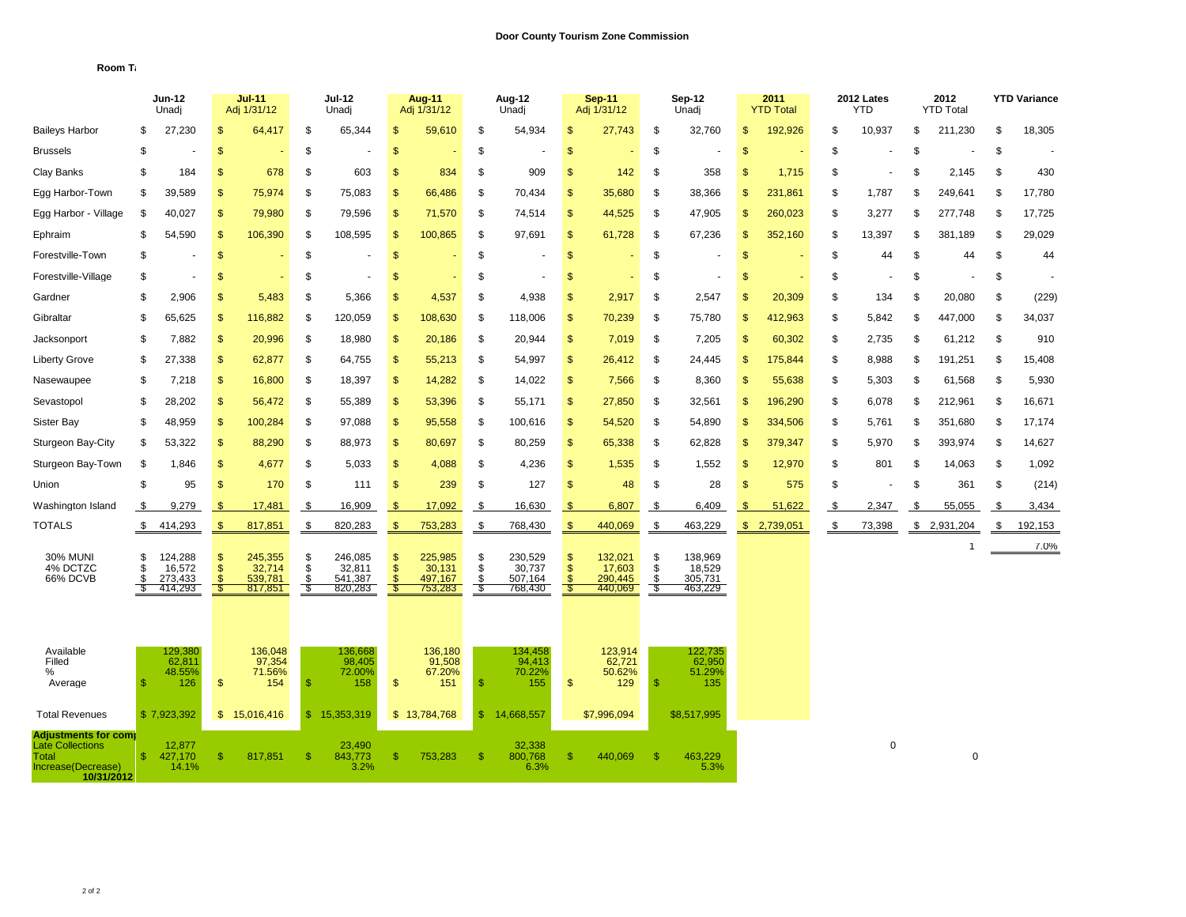**Door County Tourism Zone Commission**

**Room Ta**

| | Jun-12 Unadj | Jul-11 Adj 1/31/12 | Jul-12 Unadj | Aug-11 Adj 1/31/12 | Aug-12 Unadj | Sep-11 Adj 1/31/12 | Sep-12 Unadj | 2011 YTD Total | 2012 Lates YTD | 2012 YTD Total | YTD Variance |
|---|---|---|---|---|---|---|---|---|---|---|---|
| Baileys Harbor | $ 27,230 | $ 64,417 | $ 65,344 | $ 59,610 | $ 54,934 | $ 27,743 | $ 32,760 | $ 192,926 | $ 10,937 | $ 211,230 | $ 18,305 |
| Brussels | $ - | $ - | $ - | $ - | $ - | $ - | $ - | $ - | $ - | $ - | $ - |
| Clay Banks | $ 184 | $ 678 | $ 603 | $ 834 | $ 909 | $ 142 | $ 358 | $ 1,715 | $ - | $ 2,145 | $ 430 |
| Egg Harbor-Town | $ 39,589 | $ 75,974 | $ 75,083 | $ 66,486 | $ 70,434 | $ 35,680 | $ 38,366 | $ 231,861 | $ 1,787 | $ 249,641 | $ 17,780 |
| Egg Harbor - Village | $ 40,027 | $ 79,980 | $ 79,596 | $ 71,570 | $ 74,514 | $ 44,525 | $ 47,905 | $ 260,023 | $ 3,277 | $ 277,748 | $ 17,725 |
| Ephraim | $ 54,590 | $ 106,390 | $ 108,595 | $ 100,865 | $ 97,691 | $ 61,728 | $ 67,236 | $ 352,160 | $ 13,397 | $ 381,189 | $ 29,029 |
| Forestville-Town | $ - | $ - | $ - | $ - | $ - | $ - | $ - | $ - | $ 44 | $ 44 | $ 44 |
| Forestville-Village | $ - | $ - | $ - | $ - | $ - | $ - | $ - | $ - | $ - | $ - | $ - |
| Gardner | $ 2,906 | $ 5,483 | $ 5,366 | $ 4,537 | $ 4,938 | $ 2,917 | $ 2,547 | $ 20,309 | $ 134 | $ 20,080 | $ (229) |
| Gibraltar | $ 65,625 | $ 116,882 | $ 120,059 | $ 108,630 | $ 118,006 | $ 70,239 | $ 75,780 | $ 412,963 | $ 5,842 | $ 447,000 | $ 34,037 |
| Jacksonport | $ 7,882 | $ 20,996 | $ 18,980 | $ 20,186 | $ 20,944 | $ 7,019 | $ 7,205 | $ 60,302 | $ 2,735 | $ 61,212 | $ 910 |
| Liberty Grove | $ 27,338 | $ 62,877 | $ 64,755 | $ 55,213 | $ 54,997 | $ 26,412 | $ 24,445 | $ 175,844 | $ 8,988 | $ 191,251 | $ 15,408 |
| Nasewaupee | $ 7,218 | $ 16,800 | $ 18,397 | $ 14,282 | $ 14,022 | $ 7,566 | $ 8,360 | $ 55,638 | $ 5,303 | $ 61,568 | $ 5,930 |
| Sevastopol | $ 28,202 | $ 56,472 | $ 55,389 | $ 53,396 | $ 55,171 | $ 27,850 | $ 32,561 | $ 196,290 | $ 6,078 | $ 212,961 | $ 16,671 |
| Sister Bay | $ 48,959 | $ 100,284 | $ 97,088 | $ 95,558 | $ 100,616 | $ 54,520 | $ 54,890 | $ 334,506 | $ 5,761 | $ 351,680 | $ 17,174 |
| Sturgeon Bay-City | $ 53,322 | $ 88,290 | $ 88,973 | $ 80,697 | $ 80,259 | $ 65,338 | $ 62,828 | $ 379,347 | $ 5,970 | $ 393,974 | $ 14,627 |
| Sturgeon Bay-Town | $ 1,846 | $ 4,677 | $ 5,033 | $ 4,088 | $ 4,236 | $ 1,535 | $ 1,552 | $ 12,970 | $ 801 | $ 14,063 | $ 1,092 |
| Union | $ 95 | $ 170 | $ 111 | $ 239 | $ 127 | $ 48 | $ 28 | $ 575 | $ - | $ 361 | $ (214) |
| Washington Island | $ 9,279 | $ 17,481 | $ 16,909 | $ 17,092 | $ 16,630 | $ 6,807 | $ 6,409 | $ 51,622 | $ 2,347 | $ 55,055 | $ 3,434 |
| TOTALS | $ 414,293 | $ 817,851 | $ 820,283 | $ 753,283 | $ 768,430 | $ 440,069 | $ 463,229 | $ 2,739,051 | $ 73,398 | $ 2,931,204 | $ 192,153 |
| | | | | | | | | | | 1 | 7.0% |
| 30% MUNI | $ 124,288 | $ 245,355 | $ 246,085 | $ 225,985 | $ 230,529 | $ 132,021 | $ 138,969 | | | | |
| 4% DCTZC | $ 16,572 | $ 32,714 | $ 32,811 | $ 30,131 | $ 30,737 | $ 17,603 | $ 18,529 | | | | |
| 66% DCVB | $ 273,433 | $ 539,781 | $ 541,387 | $ 497,167 | $ 507,164 | $ 290,445 | $ 305,731 | | | | |
| | $ 414,293 | $ 817,851 | $ 820,283 | $ 753,283 | $ 768,430 | $ 440,069 | $ 463,229 | | | | |
| Available | 129,380 | 136,048 | 136,668 | 136,180 | 134,458 | 123,914 | 122,735 | | | | |
| Filled | 62,811 | 97,354 | 98,405 | 91,508 | 94,413 | 62,721 | 62,950 | | | | |
| % | 48.55% | 71.56% | 72.00% | 67.20% | 70.22% | 50.62% | 51.29% | | | | |
| Average | $ 126 | $ 154 | $ 158 | $ 151 | $ 155 | $ 129 | $ 135 | | | | |
| Total Revenues | $ 7,923,392 | $ 15,016,416 | $ 15,353,319 | $ 13,784,768 | $ 14,668,557 | $7,996,094 | $8,517,995 | | | | |
| **Adjustments for comp** | | | | | | | | | | | |
| Late Collections | 12,877 | | 23,490 | | 32,338 | | | | 0 | | |
| Total | $ 427,170 | $ 817,851 | $ 843,773 | $ 753,283 | $ 800,768 | $ 440,069 | $ 463,229 | | | 0 | |
| Increase(Decrease) | 14.1% | | 3.2% | | 6.3% | | 5.3% | | | | |
| **10/31/2012** | | | | | | | | | | | |